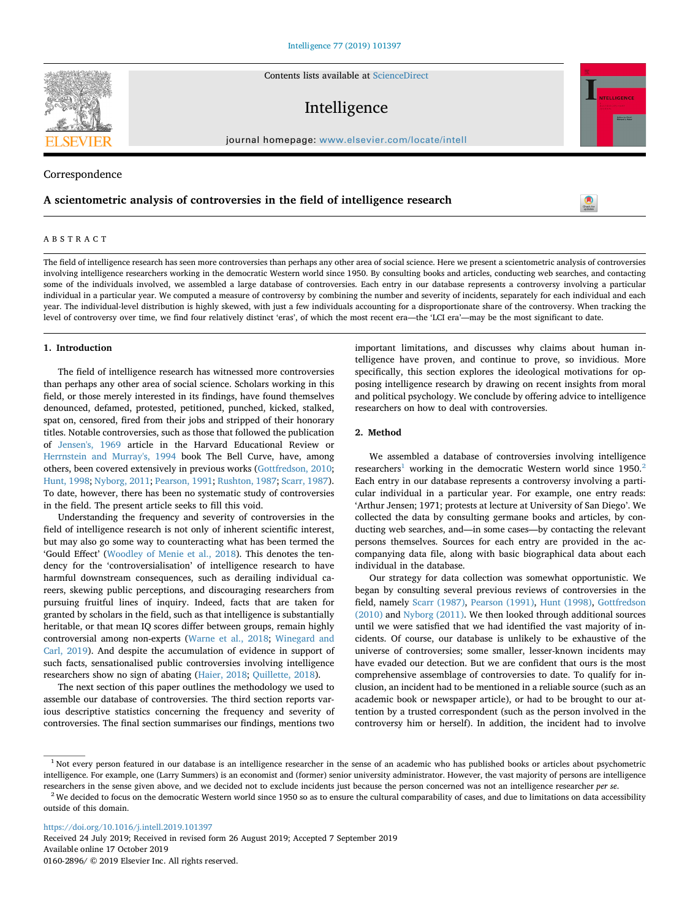Correspondence

# A scientometric analysis of controversies in the field of intelligence research

## ABSTRACT

The field of intelligence research has seen more controversies than perhaps any other area of social science. Here we present a scientometric analysis of controversies involving intelligence researchers working in the democratic Western world since 1950. By consulting books and articles, conducting web searches, and contacting some of the individuals involved, we assembled a large database of controversies. Each entry in our database represents a controversy involving a particular individual in a particular year. We computed a measure of controversy by combining the number and severity of incidents, separately for each individual and each year. The individual-level distribution is highly skewed, with just a few individuals accounting for a disproportionate share of the controversy. When tracking the level of controversy over time, we find four relatively distinct 'eras', of which the most recent era—the 'LCI era'—may be the most significant to date.

## 1. Introduction

The field of intelligence research has witnessed more controversies than perhaps any other area of social science. Scholars working in this field, or those merely interested in its findings, have found themselves denounced, defamed, protested, petitioned, punched, kicked, stalked, spat on, censored, fired from their jobs and stripped of their honorary titles. Notable controversies, such as those that followed the publication of Jensen's, 1969 article in the Harvard Educational Review or Herrnstein and Murray's, 1994 book The Bell Curve, have, among others, been covered extensively in previous works (Gottfredson, 2010; Hunt, 1998; Nyborg, 2011; Pearson, 1991; Rushton, 1987; Scarr, 1987). To date, however, there has been no systematic study of controversies in the field. The present article seeks to fill this void.

Understanding the frequency and severity of controversies in the field of intelligence research is not only of inherent scientific interest, but may also go some way to counteracting what has been termed the 'Gould Effect' (Woodley of Menie et al., 2018). This denotes the tendency for the 'controversialisation' of intelligence research to have harmful downstream consequences, such as derailing individual careers, skewing public perceptions, and discouraging researchers from pursuing fruitful lines of inquiry. Indeed, facts that are taken for granted by scholars in the field, such as that intelligence is substantially heritable, or that mean IQ scores differ between groups, remain highly controversial among non-experts (Warne et al., 2018; Winegard and Carl, 2019). And despite the accumulation of evidence in support of such facts, sensationalised public controversies involving intelligence researchers show no sign of abating (Haier, 2018; Quillette, 2018).

The next section of this paper outlines the methodology we used to assemble our database of controversies. The third section reports various descriptive statistics concerning the frequency and severity of controversies. The final section summarises our findings, mentions two important limitations, and discusses why claims about human intelligence have proven, and continue to prove, so invidious. More specifically, this section explores the ideological motivations for opposing intelligence research by drawing on recent insights from moral and political psychology. We conclude by offering advice to intelligence researchers on how to deal with controversies.

## 2. Method

We assembled a database of controversies involving intelligence researchers[1] working in the democratic Western world since 1950.[2] Each entry in our database represents a controversy involving a particular individual in a particular year. For example, one entry reads: 'Arthur Jensen; 1971; protests at lecture at University of San Diego'. We collected the data by consulting germane books and articles, by conducting web searches, and—in some cases—by contacting the relevant persons themselves. Sources for each entry are provided in the accompanying data file, along with basic biographical data about each individual in the database.

Our strategy for data collection was somewhat opportunistic. We began by consulting several previous reviews of controversies in the field, namely Scarr (1987), Pearson (1991), Hunt (1998), Gottfredson (2010) and Nyborg (2011). We then looked through additional sources until we were satisfied that we had identified the vast majority of incidents. Of course, our database is unlikely to be exhaustive of the universe of controversies; some smaller, lesser-known incidents may have evaded our detection. But we are confident that ours is the most comprehensive assemblage of controversies to date. To qualify for inclusion, an incident had to be mentioned in a reliable source (such as an academic book or newspaper article), or had to be brought to our attention by a trusted correspondent (such as the person involved in the controversy him or herself). In addition, the incident had to involve

[1] Not every person featured in our database is an intelligence researcher in the sense of an academic who has published books or articles about psychometric intelligence. For example, one (Larry Summers) is an economist and (former) senior university administrator. However, the vast majority of persons are intelligence researchers in the sense given above, and we decided not to exclude incidents just because the person concerned was not an intelligence researcher *per se*.

[2] We decided to focus on the democratic Western world since 1950 so as to ensure the cultural comparability of cases, and due to limitations on data accessibility outside of this domain.

https://doi.org/10.1016/j.intell.2019.101397
Received 24 July 2019; Received in revised form 26 August 2019; Accepted 7 September 2019
Available online 17 October 2019
0160-2896/ © 2019 Elsevier Inc. All rights reserved.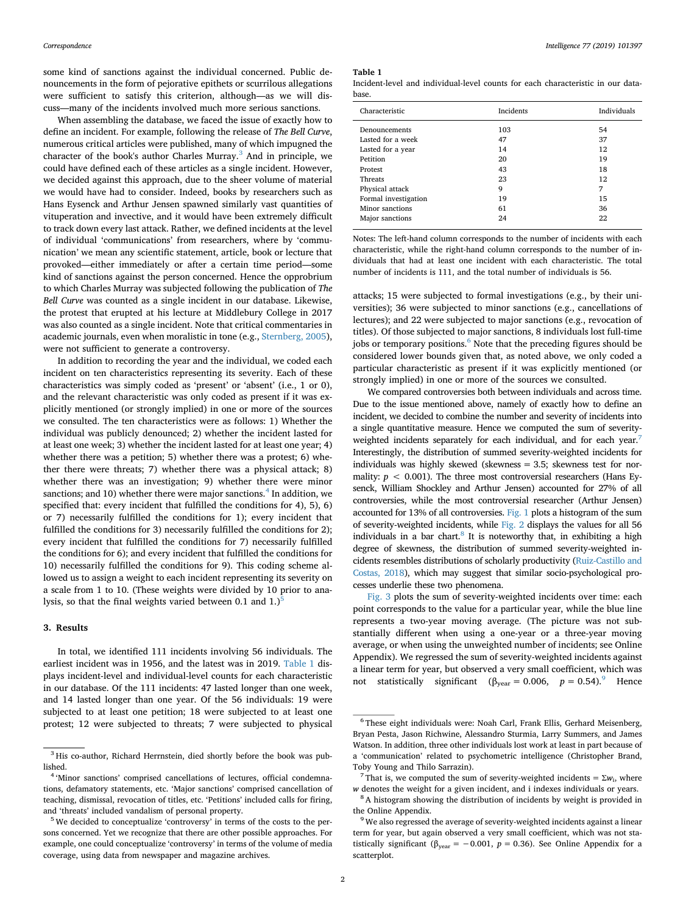some kind of sanctions against the individual concerned. Public denouncements in the form of pejorative epithets or scurrilous allegations were sufficient to satisfy this criterion, although—as we will discuss—many of the incidents involved much more serious sanctions.

When assembling the database, we faced the issue of exactly how to define an incident. For example, following the release of *The Bell Curve*, numerous critical articles were published, many of which impugned the character of the book's author Charles Murray.[3] And in principle, we could have defined each of these articles as a single incident. However, we decided against this approach, due to the sheer volume of material we would have had to consider. Indeed, books by researchers such as Hans Eysenck and Arthur Jensen spawned similarly vast quantities of vituperation and invective, and it would have been extremely difficult to track down every last attack. Rather, we defined incidents at the level of individual 'communications' from researchers, where by 'communication' we mean any scientific statement, article, book or lecture that provoked—either immediately or after a certain time period—some kind of sanctions against the person concerned. Hence the opprobrium to which Charles Murray was subjected following the publication of *The Bell Curve* was counted as a single incident in our database. Likewise, the protest that erupted at his lecture at Middlebury College in 2017 was also counted as a single incident. Note that critical commentaries in academic journals, even when moralistic in tone (e.g., Sternberg, 2005), were not sufficient to generate a controversy.

In addition to recording the year and the individual, we coded each incident on ten characteristics representing its severity. Each of these characteristics was simply coded as 'present' or 'absent' (i.e., 1 or 0), and the relevant characteristic was only coded as present if it was explicitly mentioned (or strongly implied) in one or more of the sources we consulted. The ten characteristics were as follows: 1) Whether the individual was publicly denounced; 2) whether the incident lasted for at least one week; 3) whether the incident lasted for at least one year; 4) whether there was a petition; 5) whether there was a protest; 6) whether there were threats; 7) whether there was a physical attack; 8) whether there was an investigation; 9) whether there were minor sanctions; and 10) whether there were major sanctions.[4] In addition, we specified that: every incident that fulfilled the conditions for 4), 5), 6) or 7) necessarily fulfilled the conditions for 1); every incident that fulfilled the conditions for 3) necessarily fulfilled the conditions for 2); every incident that fulfilled the conditions for 7) necessarily fulfilled the conditions for 6); and every incident that fulfilled the conditions for 10) necessarily fulfilled the conditions for 9). This coding scheme allowed us to assign a weight to each incident representing its severity on a scale from 1 to 10. (These weights were divided by 10 prior to analysis, so that the final weights varied between 0.1 and 1.)[5]

## 3. Results

In total, we identified 111 incidents involving 56 individuals. The earliest incident was in 1956, and the latest was in 2019. Table 1 displays incident-level and individual-level counts for each characteristic in our database. Of the 111 incidents: 47 lasted longer than one week, and 14 lasted longer than one year. Of the 56 individuals: 19 were subjected to at least one petition; 18 were subjected to at least one protest; 12 were subjected to threats; 7 were subjected to physical attacks; 15 were subjected to formal investigations (e.g., by their universities); 36 were subjected to minor sanctions (e.g., cancellations of lectures); and 22 were subjected to major sanctions (e.g., revocation of titles). Of those subjected to major sanctions, 8 individuals lost full-time jobs or temporary positions.[6] Note that the preceding figures should be considered lower bounds given that, as noted above, we only coded a particular characteristic as present if it was explicitly mentioned (or strongly implied) in one or more of the sources we consulted.

**Table 1**
Incident-level and individual-level counts for each characteristic in our database.

| Characteristic | Incidents | Individuals |
|---|---|---|
| Denouncements | 103 | 54 |
| Lasted for a week | 47 | 37 |
| Lasted for a year | 14 | 12 |
| Petition | 20 | 19 |
| Protest | 43 | 18 |
| Threats | 23 | 12 |
| Physical attack | 9 | 7 |
| Formal investigation | 19 | 15 |
| Minor sanctions | 61 | 36 |
| Major sanctions | 24 | 22 |

Notes: The left-hand column corresponds to the number of incidents with each characteristic, while the right-hand column corresponds to the number of individuals that had at least one incident with each characteristic. The total number of incidents is 111, and the total number of individuals is 56.

We compared controversies both between individuals and across time. Due to the issue mentioned above, namely of exactly how to define an incident, we decided to combine the number and severity of incidents into a single quantitative measure. Hence we computed the sum of severity-weighted incidents separately for each individual, and for each year.[7] Interestingly, the distribution of summed severity-weighted incidents for individuals was highly skewed (skewness = 3.5; skewness test for normality: $p < 0.001$). The three most controversial researchers (Hans Eysenck, William Shockley and Arthur Jensen) accounted for 27% of all controversies, while the most controversial researcher (Arthur Jensen) accounted for 13% of all controversies. Fig. 1 plots a histogram of the sum of severity-weighted incidents, while Fig. 2 displays the values for all 56 individuals in a bar chart.[8] It is noteworthy that, in exhibiting a high degree of skewness, the distribution of summed severity-weighted incidents resembles distributions of scholarly productivity (Ruiz-Castillo and Costas, 2018), which may suggest that similar socio-psychological processes underlie these two phenomena.

Fig. 3 plots the sum of severity-weighted incidents over time: each point corresponds to the value for a particular year, while the blue line represents a two-year moving average. (The picture was not substantially different when using a one-year or a three-year moving average, or when using the unweighted number of incidents; see Online Appendix). We regressed the sum of severity-weighted incidents against a linear term for year, but observed a very small coefficient, which was not statistically significant ($\beta_{year} = 0.006$, $p = 0.54$).[9] Hence

---

[3] His co-author, Richard Herrnstein, died shortly before the book was published.

[4] 'Minor sanctions' comprised cancellations of lectures, official condemnations, defamatory statements, etc. 'Major sanctions' comprised cancellation of teaching, dismissal, revocation of titles, etc. 'Petitions' included calls for firing, and 'threats' included vandalism of personal property.

[5] We decided to conceptualize 'controversy' in terms of the costs to the persons concerned. Yet we recognize that there are other possible approaches. For example, one could conceptualize 'controversy' in terms of the volume of media coverage, using data from newspaper and magazine archives.

[6] These eight individuals were: Noah Carl, Frank Ellis, Gerhard Meisenberg, Bryan Pesta, Jason Richwine, Alessandro Strumia, Larry Summers, and James Watson. In addition, three other individuals lost work at least in part because of a 'communication' related to psychometric intelligence (Christopher Brand, Toby Young and Thilo Sarrazin).

[7] That is, we computed the sum of severity-weighted incidents = $\Sigma w_i$, where $w$ denotes the weight for a given incident, and $i$ indexes individuals or years.

[8] A histogram showing the distribution of incidents by weight is provided in the Online Appendix.

[9] We also regressed the average of severity-weighted incidents against a linear term for year, but again observed a very small coefficient, which was not statistically significant ($\beta_{year} = -0.001$, $p = 0.36$). See Online Appendix for a scatterplot.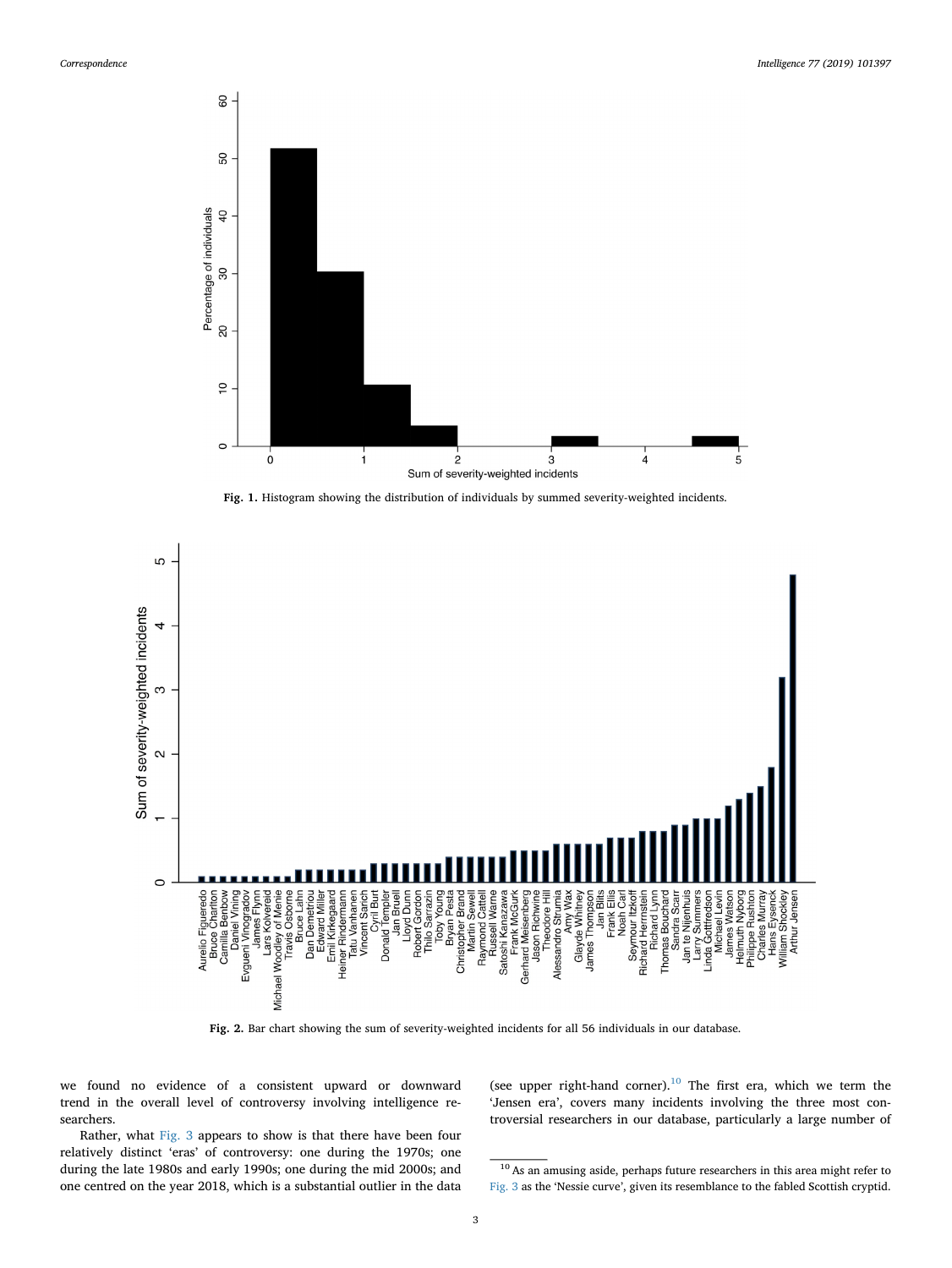Fig. 1. Histogram showing the distribution of individuals by summed severity-weighted incidents.

Fig. 2. Bar chart showing the sum of severity-weighted incidents for all 56 individuals in our database.

we found no evidence of a consistent upward or downward trend in the overall level of controversy involving intelligence researchers.

Rather, what Fig. 3 appears to show is that there have been four relatively distinct 'eras' of controversy: one during the 1970s; one during the late 1980s and early 1990s; one during the mid 2000s; and one centred on the year 2018, which is a substantial outlier in the data (see upper right-hand corner).[10] The first era, which we term the 'Jensen era', covers many incidents involving the three most controversial researchers in our database, particularly a large number of

[10] As an amusing aside, perhaps future researchers in this area might refer to Fig. 3 as the 'Nessie curve', given its resemblance to the fabled Scottish cryptid.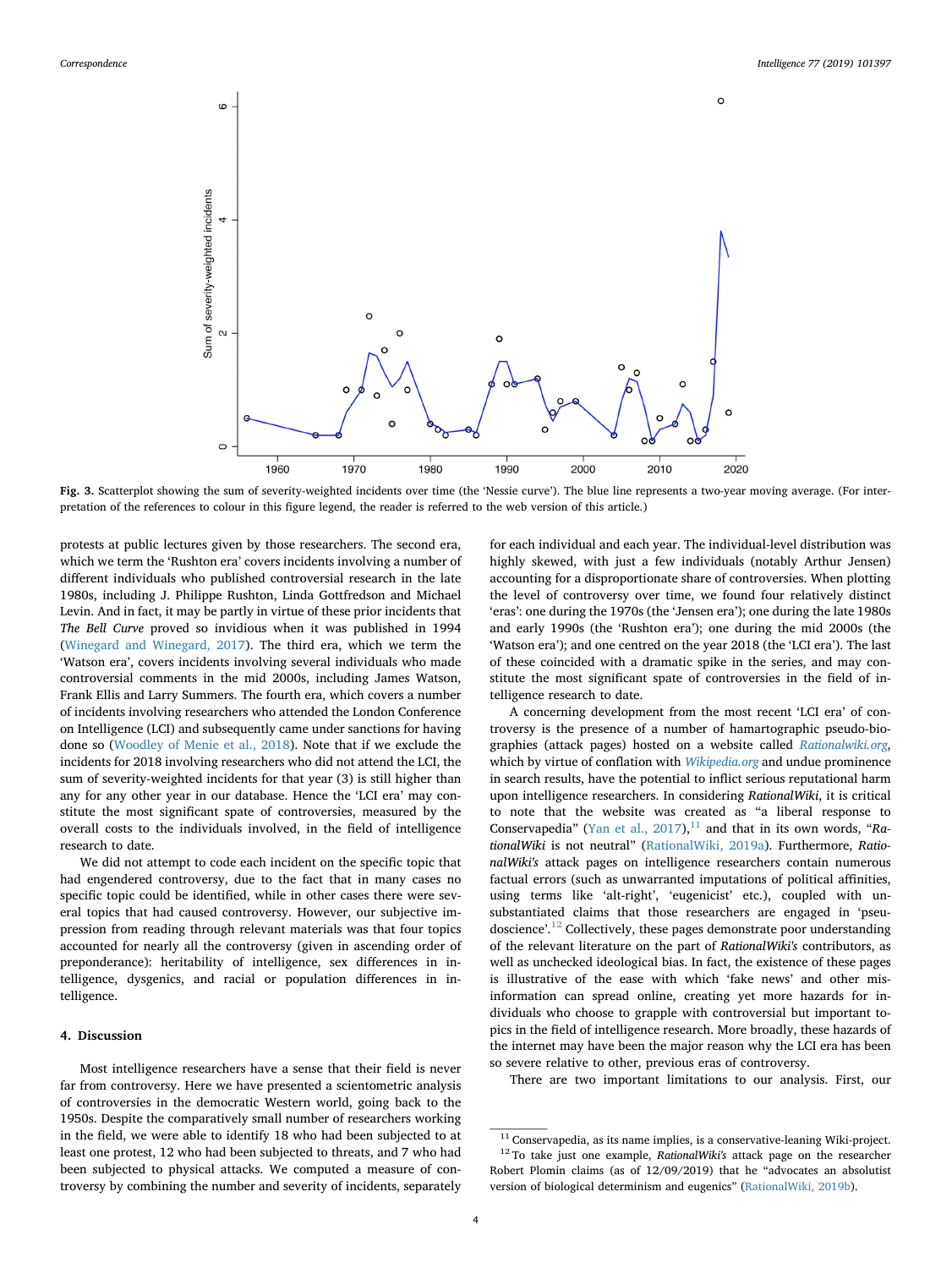**Fig. 3.** Scatterplot showing the sum of severity-weighted incidents over time (the 'Nessie curve'). The blue line represents a two-year moving average. (For interpretation of the references to colour in this figure legend, the reader is referred to the web version of this article.)

protests at public lectures given by those researchers. The second era, which we term the 'Rushton era' covers incidents involving a number of different individuals who published controversial research in the late 1980s, including J. Philippe Rushton, Linda Gottfredson and Michael Levin. And in fact, it may be partly in virtue of these prior incidents that *The Bell Curve* proved so invidious when it was published in 1994 (Winegard and Winegard, 2017). The third era, which we term the 'Watson era', covers incidents involving several individuals who made controversial comments in the mid 2000s, including James Watson, Frank Ellis and Larry Summers. The fourth era, which covers a number of incidents involving researchers who attended the London Conference on Intelligence (LCI) and subsequently came under sanctions for having done so (Woodley of Menie et al., 2018). Note that if we exclude the incidents for 2018 involving researchers who did not attend the LCI, the sum of severity-weighted incidents for that year (3) is still higher than any for any other year in our database. Hence the 'LCI era' may constitute the most significant spate of controversies, measured by the overall costs to the individuals involved, in the field of intelligence research to date.

We did not attempt to code each incident on the specific topic that had engendered controversy, due to the fact that in many cases no specific topic could be identified, while in other cases there were several topics that had caused controversy. However, our subjective impression from reading through relevant materials was that four topics accounted for nearly all the controversy (given in ascending order of preponderance): heritability of intelligence, sex differences in intelligence, dysgenics, and racial or population differences in intelligence.

## 4. Discussion

Most intelligence researchers have a sense that their field is never far from controversy. Here we have presented a scientometric analysis of controversies in the democratic Western world, going back to the 1950s. Despite the comparatively small number of researchers working in the field, we were able to identify 18 who had been subjected to at least one protest, 12 who had been subjected to threats, and 7 who had been subjected to physical attacks. We computed a measure of controversy by combining the number and severity of incidents, separately for each individual and each year. The individual-level distribution was highly skewed, with just a few individuals (notably Arthur Jensen) accounting for a disproportionate share of controversies. When plotting the level of controversy over time, we found four relatively distinct 'eras': one during the 1970s (the 'Jensen era'); one during the late 1980s and early 1990s (the 'Rushton era'); one during the mid 2000s (the 'Watson era'); and one centred on the year 2018 (the 'LCI era'). The last of these coincided with a dramatic spike in the series, and may constitute the most significant spate of controversies in the field of intelligence research to date.

A concerning development from the most recent 'LCI era' of controversy is the presence of a number of hamartographic pseudo-biographies (attack pages) hosted on a website called *Rationalwiki.org*, which by virtue of conflation with *Wikipedia.org* and undue prominence in search results, have the potential to inflict serious reputational harm upon intelligence researchers. In considering *RationalWiki*, it is critical to note that the website was created as "a liberal response to Conservapedia" (Yan et al., 2017),[11] and that in its own words, "*RationalWiki* is not neutral" (RationalWiki, 2019a). Furthermore, *RationalWiki's* attack pages on intelligence researchers contain numerous factual errors (such as unwarranted imputations of political affinities, using terms like 'alt-right', 'eugenicist' etc.), coupled with unsubstantiated claims that those researchers are engaged in 'pseudoscience'.[12] Collectively, these pages demonstrate poor understanding of the relevant literature on the part of *RationalWiki's* contributors, as well as unchecked ideological bias. In fact, the existence of these pages is illustrative of the ease with which 'fake news' and other misinformation can spread online, creating yet more hazards for individuals who choose to grapple with controversial but important topics in the field of intelligence research. More broadly, these hazards of the internet may have been the major reason why the LCI era has been so severe relative to other, previous eras of controversy.

There are two important limitations to our analysis. First, our

---

[11] Conservapedia, as its name implies, is a conservative-leaning Wiki-project.

[12] To take just one example, *RationalWiki's* attack page on the researcher Robert Plomin claims (as of 12/09/2019) that he "advocates an absolutist version of biological determinism and eugenics" (RationalWiki, 2019b).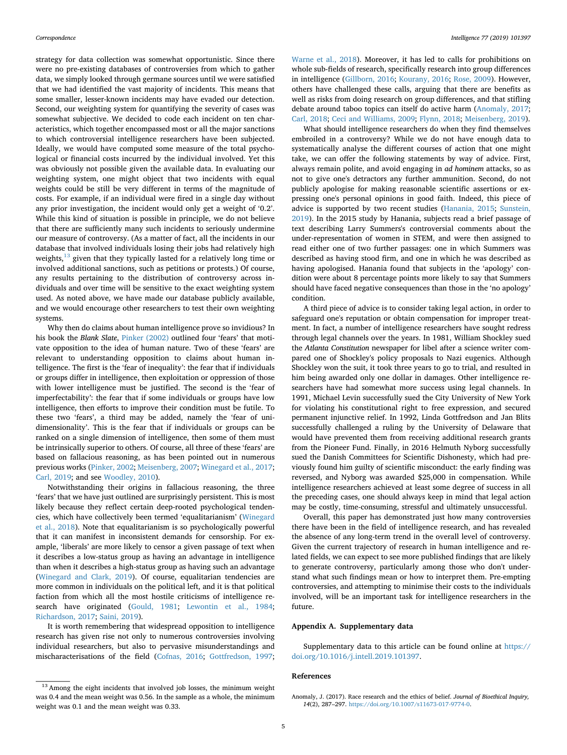strategy for data collection was somewhat opportunistic. Since there were no pre-existing databases of controversies from which to gather data, we simply looked through germane sources until we were satisfied that we had identified the vast majority of incidents. This means that some smaller, lesser-known incidents may have evaded our detection. Second, our weighting system for quantifying the severity of cases was somewhat subjective. We decided to code each incident on ten characteristics, which together encompassed most or all the major sanctions to which controversial intelligence researchers have been subjected. Ideally, we would have computed some measure of the total psychological or financial costs incurred by the individual involved. Yet this was obviously not possible given the available data. In evaluating our weighting system, one might object that two incidents with equal weights could be still be very different in terms of the magnitude of costs. For example, if an individual were fired in a single day without any prior investigation, the incident would only get a weight of '0.2'. While this kind of situation is possible in principle, we do not believe that there are sufficiently many such incidents to seriously undermine our measure of controversy. (As a matter of fact, all the incidents in our database that involved individuals losing their jobs had relatively high weights,[13] given that they typically lasted for a relatively long time or involved additional sanctions, such as petitions or protests.) Of course, any results pertaining to the distribution of controversy across individuals and over time will be sensitive to the exact weighting system used. As noted above, we have made our database publicly available, and we would encourage other researchers to test their own weighting systems.

Why then do claims about human intelligence prove so invidious? In his book the *Blank Slate*, Pinker (2002) outlined four 'fears' that motivate opposition to the idea of human nature. Two of these 'fears' are relevant to understanding opposition to claims about human intelligence. The first is the 'fear of inequality': the fear that if individuals or groups differ in intelligence, then exploitation or oppression of those with lower intelligence must be justified. The second is the 'fear of imperfectability': the fear that if some individuals or groups have low intelligence, then efforts to improve their condition must be futile. To these two 'fears', a third may be added, namely the 'fear of unidimensionality'. This is the fear that if individuals or groups can be ranked on a single dimension of intelligence, then some of them must be intrinsically superior to others. Of course, all three of these 'fears' are based on fallacious reasoning, as has been pointed out in numerous previous works (Pinker, 2002; Meisenberg, 2007; Winegard et al., 2017; Carl, 2019; and see Woodley, 2010).

Notwithstanding their origins in fallacious reasoning, the three 'fears' that we have just outlined are surprisingly persistent. This is most likely because they reflect certain deep-rooted psychological tendencies, which have collectively been termed 'equalitarianism' (Winegard et al., 2018). Note that equalitarianism is so psychologically powerful that it can manifest in inconsistent demands for censorship. For example, 'liberals' are more likely to censor a given passage of text when it describes a low-status group as having an advantage in intelligence than when it describes a high-status group as having such an advantage (Winegard and Clark, 2019). Of course, equalitarian tendencies are more common in individuals on the political left, and it is that political faction from which all the most hostile criticisms of intelligence research have originated (Gould, 1981; Lewontin et al., 1984; Richardson, 2017; Saini, 2019).

It is worth remembering that widespread opposition to intelligence research has given rise not only to numerous controversies involving individual researchers, but also to pervasive misunderstandings and mischaracterisations of the field (Cofnas, 2016; Gottfredson, 1997; Warne et al., 2018). Moreover, it has led to calls for prohibitions on whole sub-fields of research, specifically research into group differences in intelligence (Gillborn, 2016; Kourany, 2016; Rose, 2009). However, others have challenged these calls, arguing that there are benefits as well as risks from doing research on group differences, and that stifling debate around taboo topics can itself do active harm (Anomaly, 2017; Carl, 2018; Ceci and Williams, 2009; Flynn, 2018; Meisenberg, 2019).

What should intelligence researchers do when they find themselves embroiled in a controversy? While we do not have enough data to systematically analyse the different courses of action that one might take, we can offer the following statements by way of advice. First, always remain polite, and avoid engaging in *ad hominem* attacks, so as not to give one's detractors any further ammunition. Second, do not publicly apologise for making reasonable scientific assertions or expressing one's personal opinions in good faith. Indeed, this piece of advice is supported by two recent studies (Hanania, 2015; Sunstein, 2019). In the 2015 study by Hanania, subjects read a brief passage of text describing Larry Summers's controversial comments about the under-representation of women in STEM, and were then assigned to read either one of two further passages: one in which Summers was described as having stood firm, and one in which he was described as having apologised. Hanania found that subjects in the 'apology' condition were about 8 percentage points more likely to say that Summers should have faced negative consequences than those in the 'no apology' condition.

A third piece of advice is to consider taking legal action, in order to safeguard one's reputation or obtain compensation for improper treatment. In fact, a number of intelligence researchers have sought redress through legal channels over the years. In 1981, William Shockley sued the *Atlanta Constitution* newspaper for libel after a science writer compared one of Shockley's policy proposals to Nazi eugenics. Although Shockley won the suit, it took three years to go to trial, and resulted in him being awarded only one dollar in damages. Other intelligence researchers have had somewhat more success using legal channels. In 1991, Michael Levin successfully sued the City University of New York for violating his constitutional right to free expression, and secured permanent injunctive relief. In 1992, Linda Gottfredson and Jan Blits successfully challenged a ruling by the University of Delaware that would have prevented them from receiving additional research grants from the Pioneer Fund. Finally, in 2016 Helmuth Nyborg successfully sued the Danish Committees for Scientific Dishonesty, which had previously found him guilty of scientific misconduct: the early finding was reversed, and Nyborg was awarded $25,000 in compensation. While intelligence researchers achieved at least some degree of success in all the preceding cases, one should always keep in mind that legal action may be costly, time-consuming, stressful and ultimately unsuccessful.

Overall, this paper has demonstrated just how many controversies there have been in the field of intelligence research, and has revealed the absence of any long-term trend in the overall level of controversy. Given the current trajectory of research in human intelligence and related fields, we can expect to see more published findings that are likely to generate controversy, particularly among those who don't understand what such findings mean or how to interpret them. Pre-empting controversies, and attempting to minimise their costs to the individuals involved, will be an important task for intelligence researchers in the future.

## Appendix A. Supplementary data

Supplementary data to this article can be found online at https://doi.org/10.1016/j.intell.2019.101397.

## References

Anomaly, J. (2017). Race research and the ethics of belief. *Journal of Bioethical Inquiry, 14*(2), 287–297. https://doi.org/10.1007/s11673-017-9774-0.

---

[13] Among the eight incidents that involved job losses, the minimum weight was 0.4 and the mean weight was 0.56. In the sample as a whole, the minimum weight was 0.1 and the mean weight was 0.33.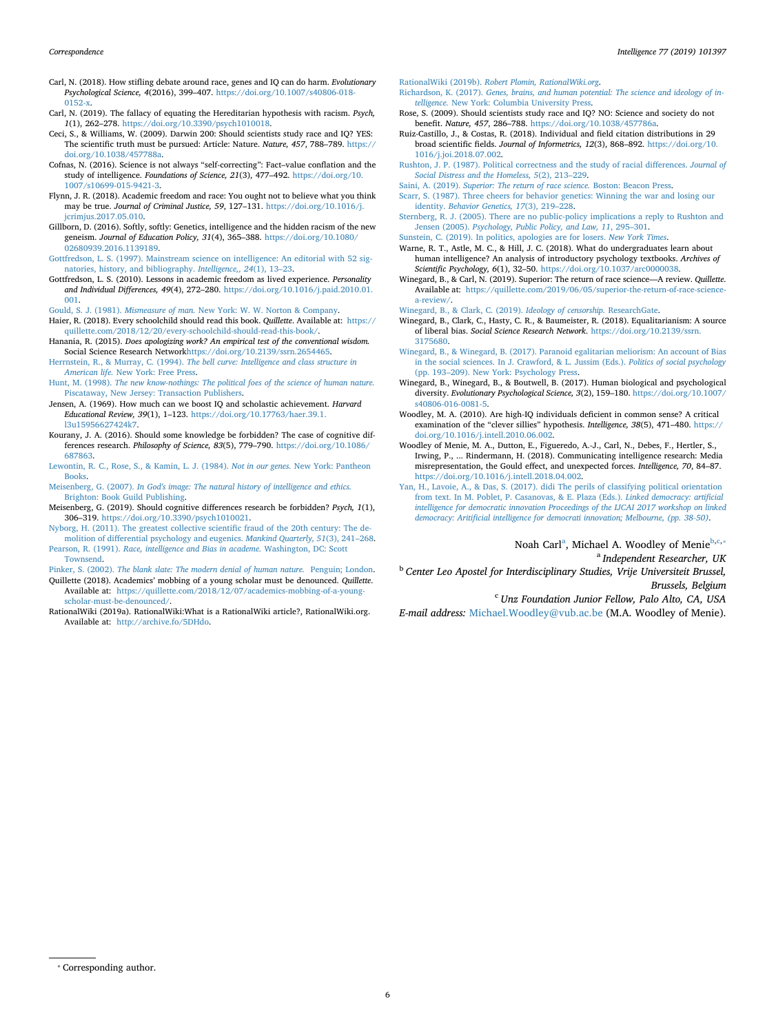Carl, N. (2018). How stifling debate around race, genes and IQ can do harm. *Evolutionary Psychological Science, 4*(2016), 399–407. https://doi.org/10.1007/s40806-018-0152-x.

Carl, N. (2019). The fallacy of equating the Hereditarian hypothesis with racism. *Psych, 1*(1), 262–278. https://doi.org/10.3390/psych1010018.

Ceci, S., & Williams, W. (2009). Darwin 200: Should scientists study race and IQ? YES: The scientific truth must be pursued: Article: Nature. *Nature, 457*, 788–789. https://doi.org/10.1038/457788a.

Cofnas, N. (2016). Science is not always "self-correcting": Fact–value conflation and the study of intelligence. *Foundations of Science, 21*(3), 477–492. https://doi.org/10.1007/s10699-015-9421-3.

Flynn, J. R. (2018). Academic freedom and race: You ought not to believe what you think may be true. *Journal of Criminal Justice, 59*, 127–131. https://doi.org/10.1016/j.jcrimjus.2017.05.010.

Gillborn, D. (2016). Softly, softly: Genetics, intelligence and the hidden racism of the new geneism. *Journal of Education Policy, 31*(4), 365–388. https://doi.org/10.1080/02680939.2016.1139189.

Gottfredson, L. S. (1997). Mainstream science on intelligence: An editorial with 52 signatories, history, and bibliography. *Intelligence,, 24*(1), 13–23.

Gottfredson, L. S. (2010). Lessons in academic freedom as lived experience. *Personality and Individual Differences, 49*(4), 272–280. https://doi.org/10.1016/j.paid.2010.01.001.

Gould, S. J. (1981). *Mismeasure of man.* New York: W. W. Norton & Company.

Haier, R. (2018). Every schoolchild should read this book. *Quillette*. Available at: https://quillette.com/2018/12/20/every-schoolchild-should-read-this-book/.

Hanania, R. (2015). *Does apologizing work? An empirical test of the conventional wisdom.* Social Science Research Networkhttps://doi.org/10.2139/ssrn.2654465.

Herrnstein, R., & Murray, C. (1994). *The bell curve: Intelligence and class structure in American life.* New York: Free Press.

Hunt, M. (1998). *The new know-nothings: The political foes of the science of human nature.* Piscataway, New Jersey: Transaction Publishers.

Jensen, A. (1969). How much can we boost IQ and scholastic achievement. *Harvard Educational Review, 39*(1), 1–123. https://doi.org/10.17763/haer.39.1.l3u15956627424k7.

Kourany, J. A. (2016). Should some knowledge be forbidden? The case of cognitive differences research. *Philosophy of Science, 83*(5), 779–790. https://doi.org/10.1086/687863.

Lewontin, R. C., Rose, S., & Kamin, L. J. (1984). *Not in our genes.* New York: Pantheon Books.

Meisenberg, G. (2007). *In God's image: The natural history of intelligence and ethics.* Brighton: Book Guild Publishing.

Meisenberg, G. (2019). Should cognitive differences research be forbidden? *Psych, 1*(1), 306–319. https://doi.org/10.3390/psych1010021.

Nyborg, H. (2011). The greatest collective scientific fraud of the 20th century: The demolition of differential psychology and eugenics. *Mankind Quarterly, 51*(3), 241–268.

Pearson, R. (1991). *Race, intelligence and Bias in academe.* Washington, DC: Scott Townsend.

Pinker, S. (2002). *The blank slate: The modern denial of human nature.* Penguin; London.

Quillette (2018). Academics' mobbing of a young scholar must be denounced. *Quillette*. Available at: https://quillette.com/2018/12/07/academics-mobbing-of-a-young-scholar-must-be-denounced/.

RationalWiki (2019a). RationalWiki:What is a RationalWiki article?, RationalWiki.org. Available at: http://archive.fo/5DHdo.

RationalWiki (2019b). *Robert Plomin, RationalWiki.org*.

Richardson, K. (2017). *Genes, brains, and human potential: The science and ideology of intelligence.* New York: Columbia University Press.

Rose, S. (2009). Should scientists study race and IQ? NO: Science and society do not benefit. *Nature, 457*, 286–788. https://doi.org/10.1038/457786a.

Ruiz-Castillo, J., & Costas, R. (2018). Individual and field citation distributions in 29 broad scientific fields. *Journal of Informetrics, 12*(3), 868–892. https://doi.org/10.1016/j.joi.2018.07.002.

Rushton, J. P. (1987). Political correctness and the study of racial differences. *Journal of Social Distress and the Homeless, 5*(2), 213–229.

Saini, A. (2019). *Superior: The return of race science.* Boston: Beacon Press.

Scarr, S. (1987). Three cheers for behavior genetics: Winning the war and losing our identity. *Behavior Genetics, 17*(3), 219–228.

Sternberg, R. J. (2005). There are no public-policy implications a reply to Rushton and Jensen (2005). *Psychology, Public Policy, and Law, 11*, 295–301.

Sunstein, C. (2019). In politics, apologies are for losers. *New York Times*.

Warne, R. T., Astle, M. C., & Hill, J. C. (2018). What do undergraduates learn about human intelligence? An analysis of introductory psychology textbooks. *Archives of Scientific Psychology, 6*(1), 32–50. https://doi.org/10.1037/arc0000038.

Winegard, B., & Carl, N. (2019). Superior: The return of race science—A review. *Quillette*. Available at: https://quillette.com/2019/06/05/superior-the-return-of-race-science-a-review/.

Winegard, B., & Clark, C. (2019). *Ideology of censorship.* ResearchGate.

Winegard, B., Clark, C., Hasty, C. R., & Baumeister, R. (2018). Equalitarianism: A source of liberal bias. *Social Science Research Network*. https://doi.org/10.2139/ssrn.3175680.

Winegard, B., & Winegard, B. (2017). Paranoid egalitarian meliorism: An account of Bias in the social sciences. In J. Crawford, & L. Jussim (Eds.). *Politics of social psychology* (pp. 193–209). New York: Psychology Press.

Winegard, B., Winegard, B., & Boutwell, B. (2017). Human biological and psychological diversity. *Evolutionary Psychological Science, 3*(2), 159–180. https://doi.org/10.1007/s40806-016-0081-5.

Woodley, M. A. (2010). Are high-IQ individuals deficient in common sense? A critical examination of the "clever sillies" hypothesis. *Intelligence, 38*(5), 471–480. https://doi.org/10.1016/j.intell.2010.06.002.

Woodley of Menie, M. A., Dutton, E., Figueredo, A.-J., Carl, N., Debes, F., Hertler, S., Irwing, P., ... Rindermann, H. (2018). Communicating intelligence research: Media misrepresentation, the Gould effect, and unexpected forces. *Intelligence, 70*, 84–87. https://doi.org/10.1016/j.intell.2018.04.002.

Yan, H., Lavoie, A., & Das, S. (2017). didi The perils of classifying political orientation from text. In M. Poblet, P. Casanovas, & E. Plaza (Eds.). *Linked democracy: artificial intelligence for democratic innovation Proceedings of the IJCAI 2017 workshop on linked democracy: Aritificial intelligence for democrati innovation; Melbourne, (pp. 38-50)*.

Noah Carl[a], Michael A. Woodley of Menie[b,c,*]

[a] *Independent Researcher, UK*

[b] *Center Leo Apostel for Interdisciplinary Studies, Vrije Universiteit Brussel, Brussels, Belgium*

[c] *Unz Foundation Junior Fellow, Palo Alto, CA, USA*

*E-mail address:* Michael.Woodley@vub.ac.be (M.A. Woodley of Menie).

[*] Corresponding author.